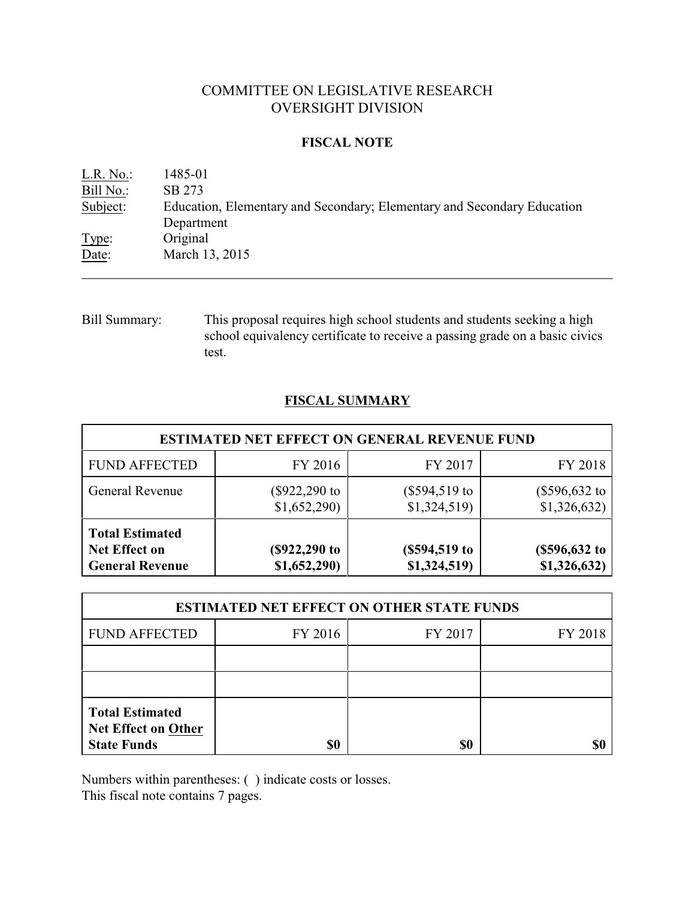# COMMITTEE ON LEGISLATIVE RESEARCH
# OVERSIGHT DIVISION

## FISCAL NOTE

L.R. No.: 1485-01
Bill No.: SB 273
Subject: Education, Elementary and Secondary; Elementary and Secondary Education Department
Type: Original
Date: March 13, 2015

---

Bill Summary: This proposal requires high school students and students seeking a high school equivalency certificate to receive a passing grade on a basic civics test.

## FISCAL SUMMARY

| ESTIMATED NET EFFECT ON GENERAL REVENUE FUND | | | |
|---|---|---|---|
| FUND AFFECTED | FY 2016 | FY 2017 | FY 2018 |
| General Revenue | ($922,290 to $1,652,290) | ($594,519 to $1,324,519) | ($596,632 to $1,326,632) |
| **Total Estimated Net Effect on General Revenue** | **($922,290 to $1,652,290)** | **($594,519 to $1,324,519)** | **($596,632 to $1,326,632)** |

| ESTIMATED NET EFFECT ON OTHER STATE FUNDS | | | |
|---|---|---|---|
| FUND AFFECTED | FY 2016 | FY 2017 | FY 2018 |
| | | | |
| | | | |
| **Total Estimated Net Effect on Other State Funds** | **$0** | **$0** | **$0** |

Numbers within parentheses: ( ) indicate costs or losses.
This fiscal note contains 7 pages.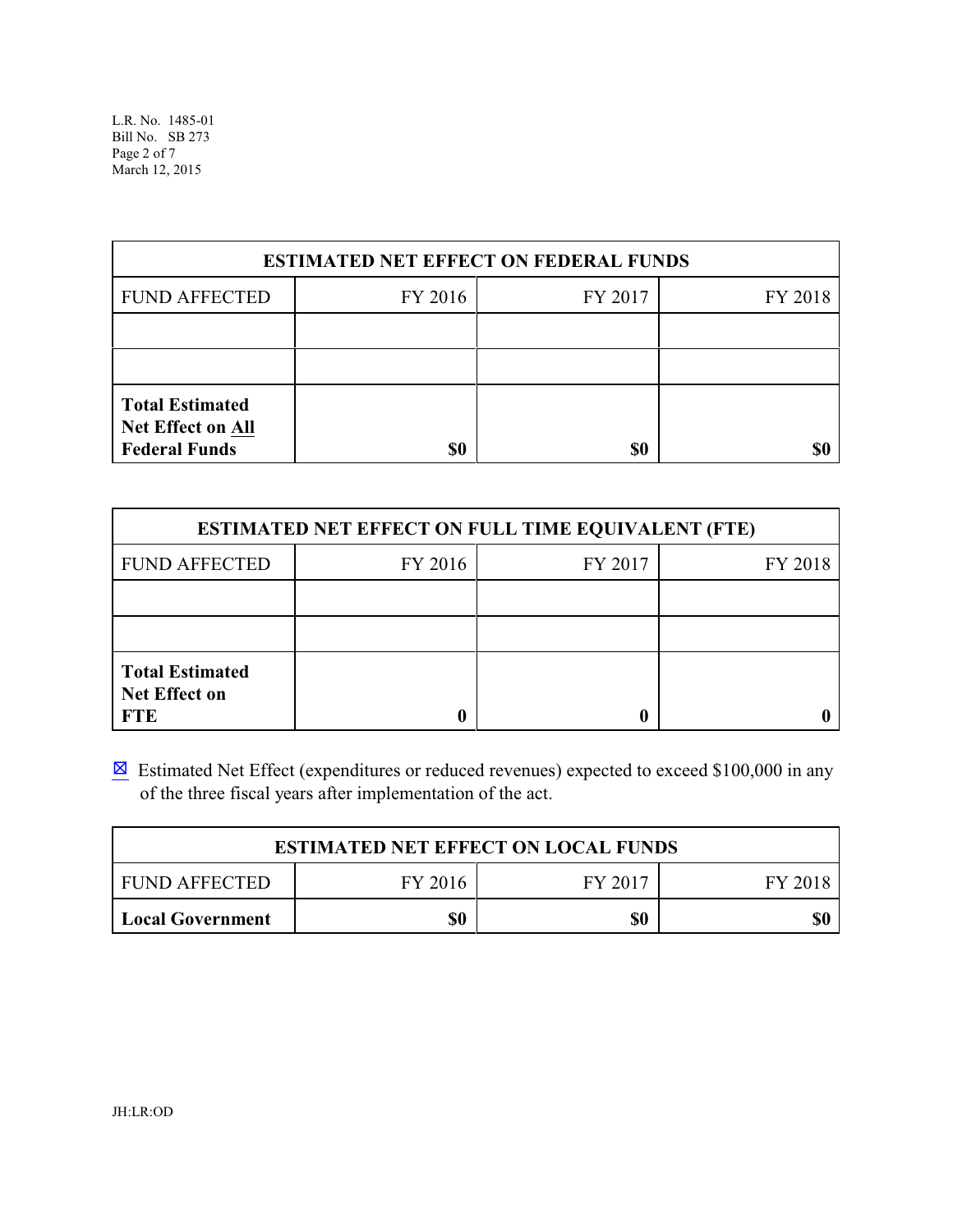| ESTIMATED NET EFFECT ON FEDERAL FUNDS | | | |
|---|---|---|---|
| FUND AFFECTED | FY 2016 | FY 2017 | FY 2018 |
| | | | |
| | | | |
| **Total Estimated Net Effect on All Federal Funds** | **$0** | **$0** | **$0** |

| ESTIMATED NET EFFECT ON FULL TIME EQUIVALENT (FTE) | | | |
|---|---|---|---|
| FUND AFFECTED | FY 2016 | FY 2017 | FY 2018 |
| | | | |
| | | | |
| **Total Estimated Net Effect on FTE** | **0** | **0** | **0** |

☒ Estimated Net Effect (expenditures or reduced revenues) expected to exceed $100,000 in any of the three fiscal years after implementation of the act.

| ESTIMATED NET EFFECT ON LOCAL FUNDS | | | |
|---|---|---|---|
| FUND AFFECTED | FY 2016 | FY 2017 | FY 2018 |
| **Local Government** | **$0** | **$0** | **$0** |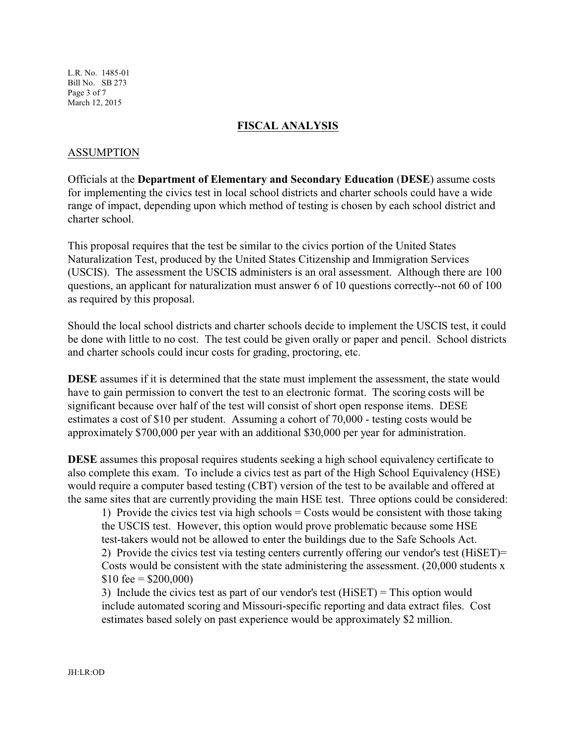## FISCAL ANALYSIS

### ASSUMPTION

Officials at the **Department of Elementary and Secondary Education** (**DESE**) assume costs for implementing the civics test in local school districts and charter schools could have a wide range of impact, depending upon which method of testing is chosen by each school district and charter school.

This proposal requires that the test be similar to the civics portion of the United States Naturalization Test, produced by the United States Citizenship and Immigration Services (USCIS). The assessment the USCIS administers is an oral assessment. Although there are 100 questions, an applicant for naturalization must answer 6 of 10 questions correctly--not 60 of 100 as required by this proposal.

Should the local school districts and charter schools decide to implement the USCIS test, it could be done with little to no cost. The test could be given orally or paper and pencil. School districts and charter schools could incur costs for grading, proctoring, etc.

**DESE** assumes if it is determined that the state must implement the assessment, the state would have to gain permission to convert the test to an electronic format. The scoring costs will be significant because over half of the test will consist of short open response items. DESE estimates a cost of $10 per student. Assuming a cohort of 70,000 - testing costs would be approximately $700,000 per year with an additional $30,000 per year for administration.

**DESE** assumes this proposal requires students seeking a high school equivalency certificate to also complete this exam. To include a civics test as part of the High School Equivalency (HSE) would require a computer based testing (CBT) version of the test to be available and offered at the same sites that are currently providing the main HSE test. Three options could be considered:

1) Provide the civics test via high schools = Costs would be consistent with those taking the USCIS test. However, this option would prove problematic because some HSE test-takers would not be allowed to enter the buildings due to the Safe Schools Act.
2) Provide the civics test via testing centers currently offering our vendor's test (HiSET)= Costs would be consistent with the state administering the assessment. (20,000 students x $10 fee = $200,000)
3) Include the civics test as part of our vendor's test (HiSET) = This option would include automated scoring and Missouri-specific reporting and data extract files. Cost estimates based solely on past experience would be approximately $2 million.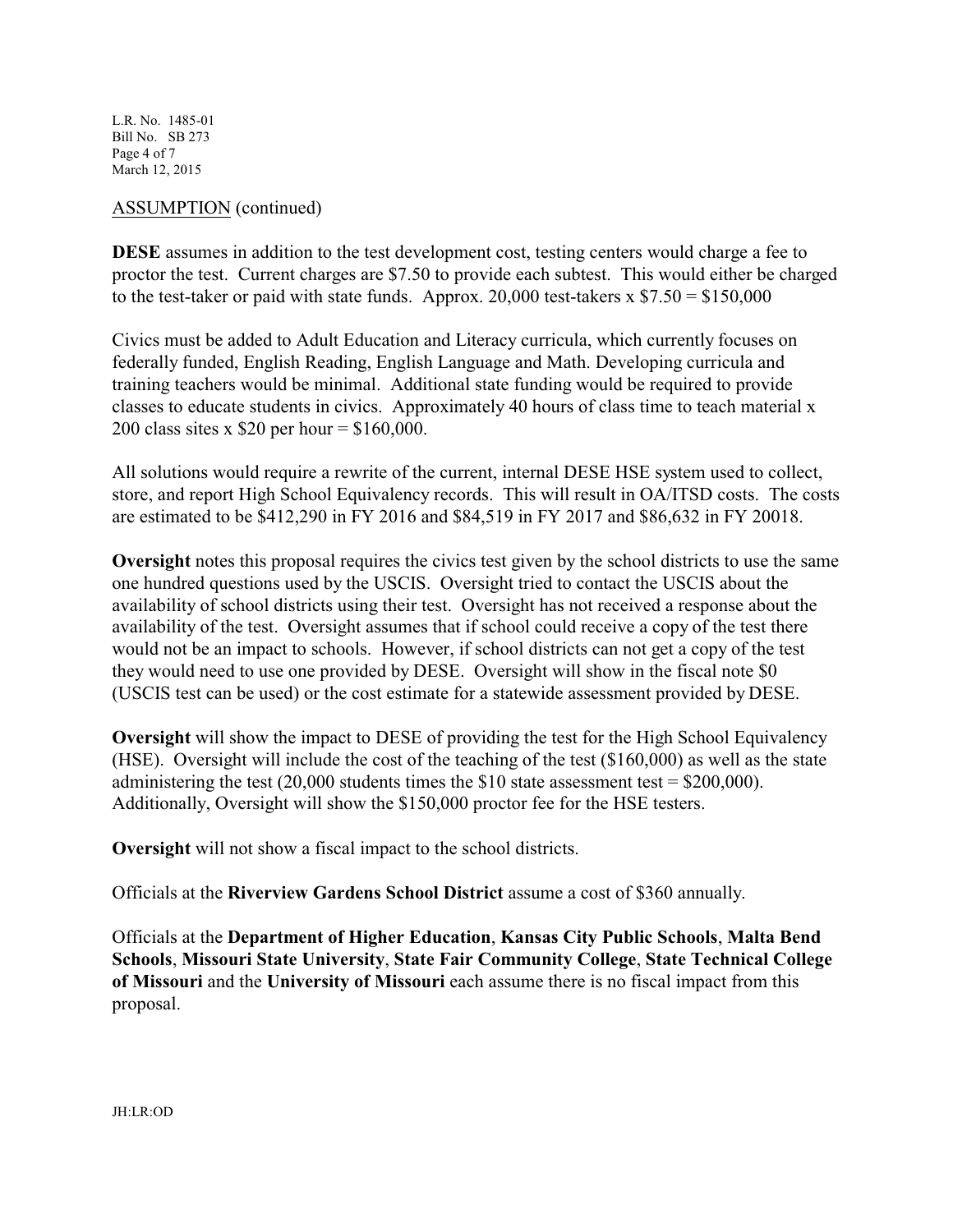ASSUMPTION (continued)

**DESE** assumes in addition to the test development cost, testing centers would charge a fee to proctor the test. Current charges are $7.50 to provide each subtest. This would either be charged to the test-taker or paid with state funds. Approx. 20,000 test-takers x $7.50 = $150,000

Civics must be added to Adult Education and Literacy curricula, which currently focuses on federally funded, English Reading, English Language and Math. Developing curricula and training teachers would be minimal. Additional state funding would be required to provide classes to educate students in civics. Approximately 40 hours of class time to teach material x 200 class sites x $20 per hour = $160,000.

All solutions would require a rewrite of the current, internal DESE HSE system used to collect, store, and report High School Equivalency records. This will result in OA/ITSD costs. The costs are estimated to be $412,290 in FY 2016 and $84,519 in FY 2017 and $86,632 in FY 20018.

**Oversight** notes this proposal requires the civics test given by the school districts to use the same one hundred questions used by the USCIS. Oversight tried to contact the USCIS about the availability of school districts using their test. Oversight has not received a response about the availability of the test. Oversight assumes that if school could receive a copy of the test there would not be an impact to schools. However, if school districts can not get a copy of the test they would need to use one provided by DESE. Oversight will show in the fiscal note $0 (USCIS test can be used) or the cost estimate for a statewide assessment provided by DESE.

**Oversight** will show the impact to DESE of providing the test for the High School Equivalency (HSE). Oversight will include the cost of the teaching of the test ($160,000) as well as the state administering the test (20,000 students times the $10 state assessment test = $200,000). Additionally, Oversight will show the $150,000 proctor fee for the HSE testers.

**Oversight** will not show a fiscal impact to the school districts.

Officials at the **Riverview Gardens School District** assume a cost of $360 annually.

Officials at the **Department of Higher Education**, **Kansas City Public Schools**, **Malta Bend Schools**, **Missouri State University**, **State Fair Community College**, **State Technical College of Missouri** and the **University of Missouri** each assume there is no fiscal impact from this proposal.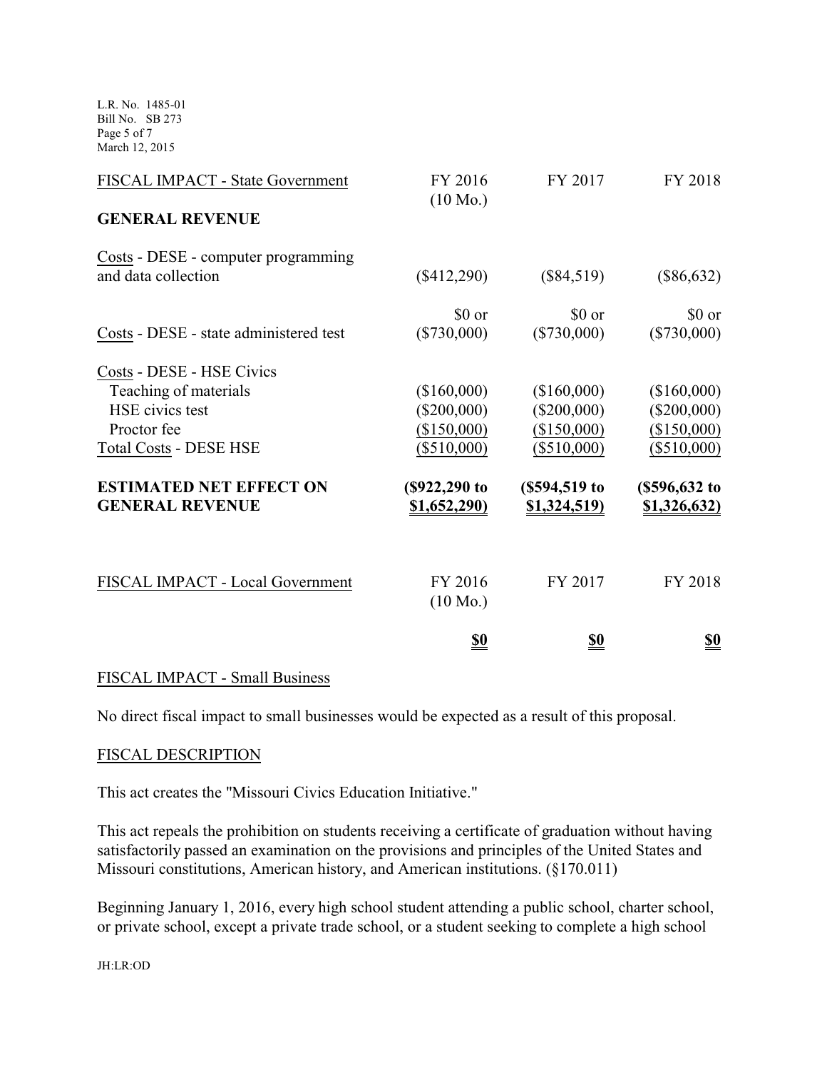| FISCAL IMPACT - State Government | FY 2016 (10 Mo.) | FY 2017 | FY 2018 |
|---|---|---|---|
| **GENERAL REVENUE** | | | |
| Costs - DESE - computer programming and data collection | ($412,290) | ($84,519) | ($86,632) |
| Costs - DESE - state administered test | $0 or ($730,000) | $0 or ($730,000) | $0 or ($730,000) |
| Costs - DESE - HSE Civics | | | |
| Teaching of materials | ($160,000) | ($160,000) | ($160,000) |
| HSE civics test | ($200,000) | ($200,000) | ($200,000) |
| Proctor fee | ($150,000) | ($150,000) | ($150,000) |
| Total Costs - DESE HSE | ($510,000) | ($510,000) | ($510,000) |
| **ESTIMATED NET EFFECT ON GENERAL REVENUE** | **($922,290 to $1,652,290)** | **($594,519 to $1,324,519)** | **($596,632 to $1,326,632)** |

| FISCAL IMPACT - Local Government | FY 2016 (10 Mo.) | FY 2017 | FY 2018 |
|---|---|---|---|
| | **$0** | **$0** | **$0** |

FISCAL IMPACT - Small Business

No direct fiscal impact to small businesses would be expected as a result of this proposal.

FISCAL DESCRIPTION

This act creates the "Missouri Civics Education Initiative."

This act repeals the prohibition on students receiving a certificate of graduation without having satisfactorily passed an examination on the provisions and principles of the United States and Missouri constitutions, American history, and American institutions. (§170.011)

Beginning January 1, 2016, every high school student attending a public school, charter school, or private school, except a private trade school, or a student seeking to complete a high school

JH:LR:OD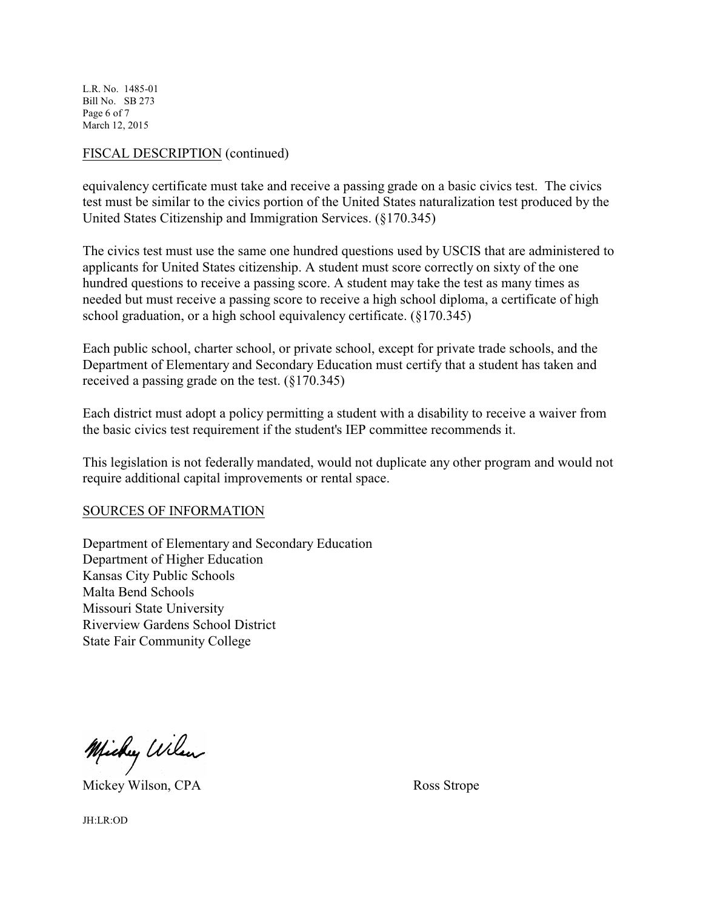FISCAL DESCRIPTION (continued)

equivalency certificate must take and receive a passing grade on a basic civics test. The civics test must be similar to the civics portion of the United States naturalization test produced by the United States Citizenship and Immigration Services. (§170.345)

The civics test must use the same one hundred questions used by USCIS that are administered to applicants for United States citizenship. A student must score correctly on sixty of the one hundred questions to receive a passing score. A student may take the test as many times as needed but must receive a passing score to receive a high school diploma, a certificate of high school graduation, or a high school equivalency certificate. (§170.345)

Each public school, charter school, or private school, except for private trade schools, and the Department of Elementary and Secondary Education must certify that a student has taken and received a passing grade on the test. (§170.345)

Each district must adopt a policy permitting a student with a disability to receive a waiver from the basic civics test requirement if the student's IEP committee recommends it.

This legislation is not federally mandated, would not duplicate any other program and would not require additional capital improvements or rental space.

SOURCES OF INFORMATION

Department of Elementary and Secondary Education
Department of Higher Education
Kansas City Public Schools
Malta Bend Schools
Missouri State University
Riverview Gardens School District
State Fair Community College

Mickey Wilson, CPA

Ross Strope

JH:LR:OD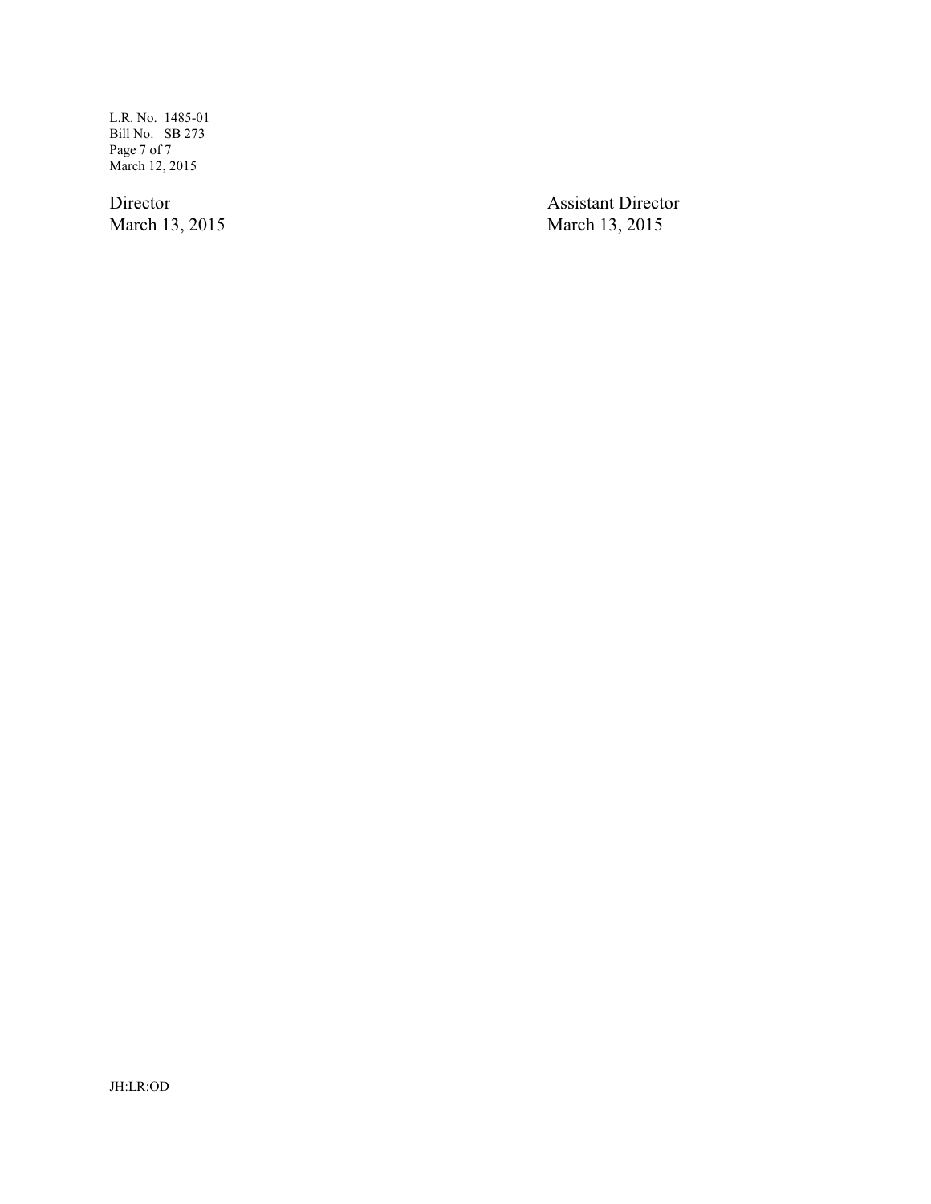Director
March 13, 2015

Assistant Director
March 13, 2015